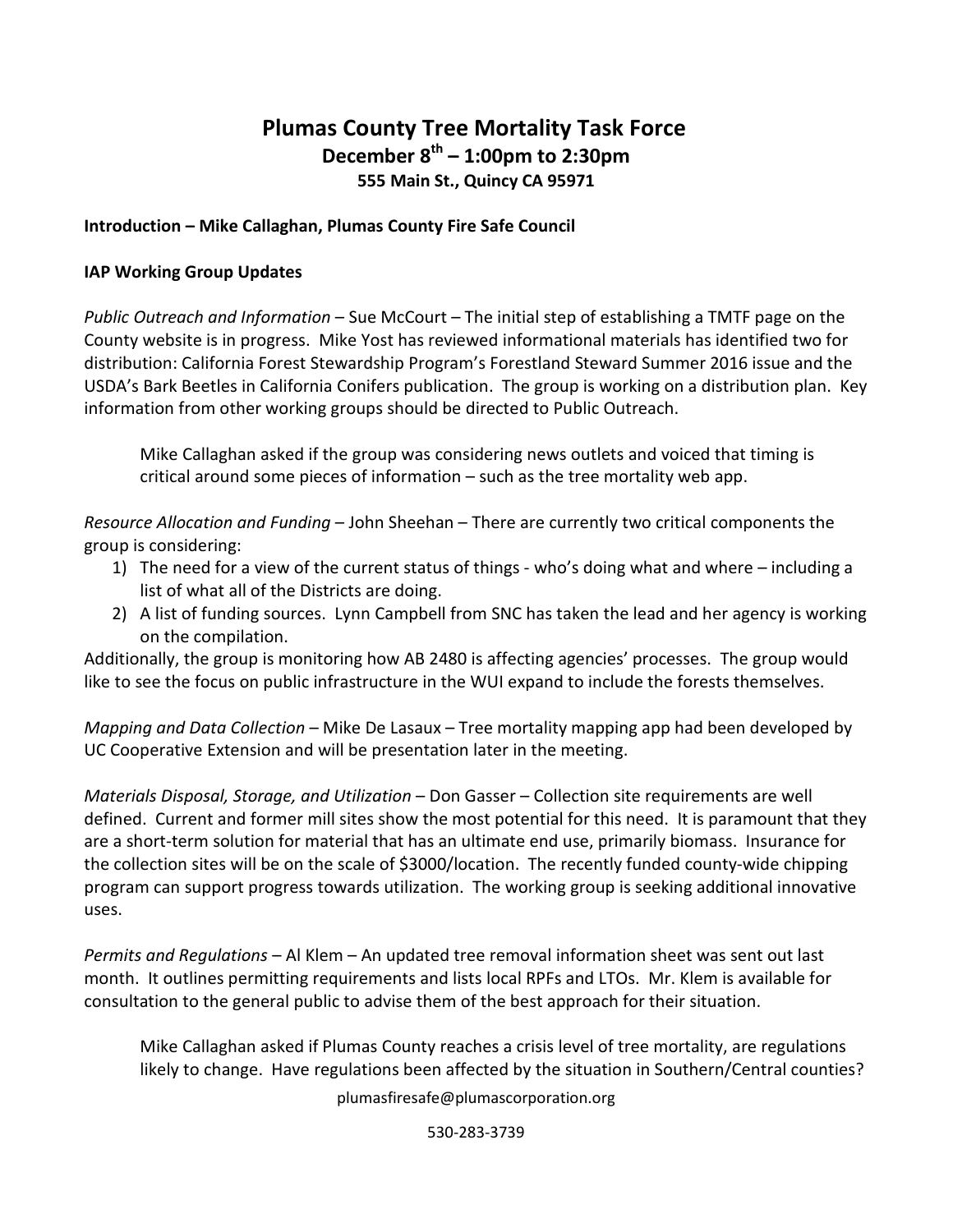# Plumas County Tree Mortality Task Force

**December 8th – 1:00pm to 2:30pm**

**555 Main St., Quincy CA 95971**

**Introduction – Mike Callaghan, Plumas County Fire Safe Council**

**IAP Working Group Updates**

*Public Outreach and Information* – Sue McCourt – The initial step of establishing a TMTF page on the County website is in progress. Mike Yost has reviewed informational materials has identified two for distribution: California Forest Stewardship Program's Forestland Steward Summer 2016 issue and the USDA's Bark Beetles in California Conifers publication. The group is working on a distribution plan. Key information from other working groups should be directed to Public Outreach.

> Mike Callaghan asked if the group was considering news outlets and voiced that timing is critical around some pieces of information – such as the tree mortality web app.

*Resource Allocation and Funding* – John Sheehan – There are currently two critical components the group is considering:

1) The need for a view of the current status of things - who's doing what and where – including a list of what all of the Districts are doing.
2) A list of funding sources. Lynn Campbell from SNC has taken the lead and her agency is working on the compilation.

Additionally, the group is monitoring how AB 2480 is affecting agencies' processes. The group would like to see the focus on public infrastructure in the WUI expand to include the forests themselves.

*Mapping and Data Collection* – Mike De Lasaux – Tree mortality mapping app had been developed by UC Cooperative Extension and will be presentation later in the meeting.

*Materials Disposal, Storage, and Utilization* – Don Gasser – Collection site requirements are well defined. Current and former mill sites show the most potential for this need. It is paramount that they are a short-term solution for material that has an ultimate end use, primarily biomass. Insurance for the collection sites will be on the scale of $3000/location. The recently funded county-wide chipping program can support progress towards utilization. The working group is seeking additional innovative uses.

*Permits and Regulations* – Al Klem – An updated tree removal information sheet was sent out last month. It outlines permitting requirements and lists local RPFs and LTOs. Mr. Klem is available for consultation to the general public to advise them of the best approach for their situation.

> Mike Callaghan asked if Plumas County reaches a crisis level of tree mortality, are regulations likely to change. Have regulations been affected by the situation in Southern/Central counties?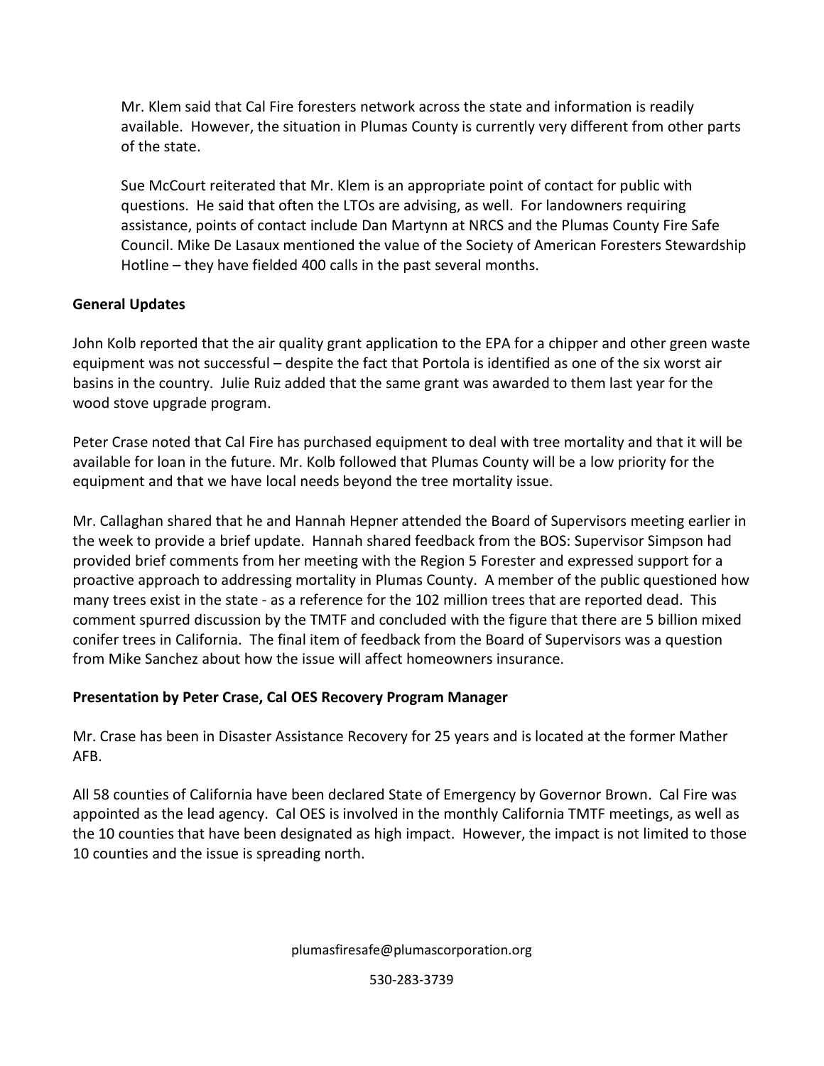Mr. Klem said that Cal Fire foresters network across the state and information is readily available. However, the situation in Plumas County is currently very different from other parts of the state.

Sue McCourt reiterated that Mr. Klem is an appropriate point of contact for public with questions. He said that often the LTOs are advising, as well. For landowners requiring assistance, points of contact include Dan Martynn at NRCS and the Plumas County Fire Safe Council. Mike De Lasaux mentioned the value of the Society of American Foresters Stewardship Hotline – they have fielded 400 calls in the past several months.

**General Updates**

John Kolb reported that the air quality grant application to the EPA for a chipper and other green waste equipment was not successful – despite the fact that Portola is identified as one of the six worst air basins in the country. Julie Ruiz added that the same grant was awarded to them last year for the wood stove upgrade program.

Peter Crase noted that Cal Fire has purchased equipment to deal with tree mortality and that it will be available for loan in the future. Mr. Kolb followed that Plumas County will be a low priority for the equipment and that we have local needs beyond the tree mortality issue.

Mr. Callaghan shared that he and Hannah Hepner attended the Board of Supervisors meeting earlier in the week to provide a brief update. Hannah shared feedback from the BOS: Supervisor Simpson had provided brief comments from her meeting with the Region 5 Forester and expressed support for a proactive approach to addressing mortality in Plumas County. A member of the public questioned how many trees exist in the state - as a reference for the 102 million trees that are reported dead. This comment spurred discussion by the TMTF and concluded with the figure that there are 5 billion mixed conifer trees in California. The final item of feedback from the Board of Supervisors was a question from Mike Sanchez about how the issue will affect homeowners insurance.

**Presentation by Peter Crase, Cal OES Recovery Program Manager**

Mr. Crase has been in Disaster Assistance Recovery for 25 years and is located at the former Mather AFB.

All 58 counties of California have been declared State of Emergency by Governor Brown. Cal Fire was appointed as the lead agency. Cal OES is involved in the monthly California TMTF meetings, as well as the 10 counties that have been designated as high impact. However, the impact is not limited to those 10 counties and the issue is spreading north.

plumasfiresafe@plumascorporation.org

530-283-3739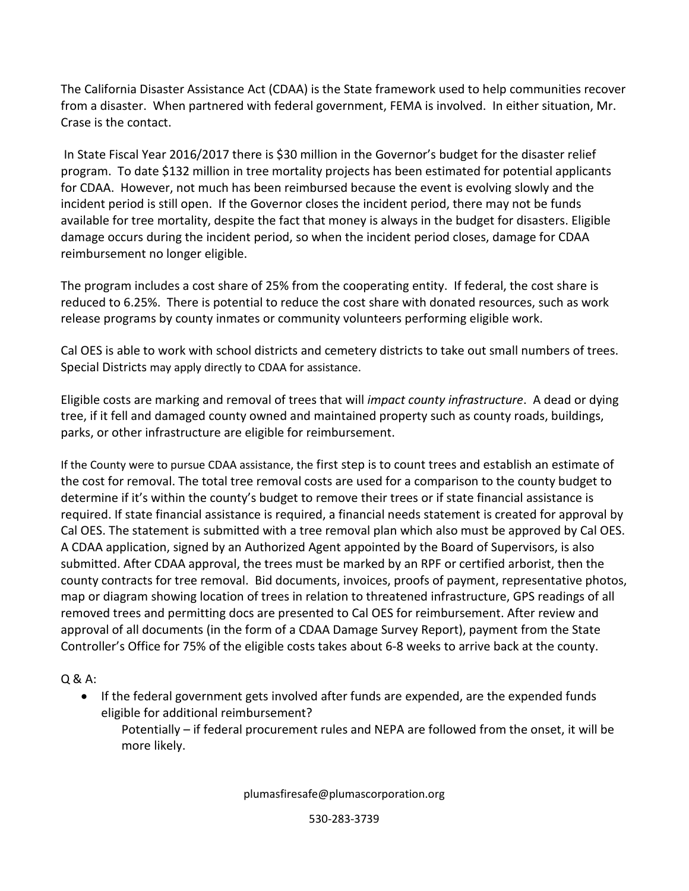The California Disaster Assistance Act (CDAA) is the State framework used to help communities recover from a disaster. When partnered with federal government, FEMA is involved. In either situation, Mr. Crase is the contact.

In State Fiscal Year 2016/2017 there is $30 million in the Governor's budget for the disaster relief program. To date $132 million in tree mortality projects has been estimated for potential applicants for CDAA. However, not much has been reimbursed because the event is evolving slowly and the incident period is still open. If the Governor closes the incident period, there may not be funds available for tree mortality, despite the fact that money is always in the budget for disasters. Eligible damage occurs during the incident period, so when the incident period closes, damage for CDAA reimbursement no longer eligible.

The program includes a cost share of 25% from the cooperating entity. If federal, the cost share is reduced to 6.25%. There is potential to reduce the cost share with donated resources, such as work release programs by county inmates or community volunteers performing eligible work.

Cal OES is able to work with school districts and cemetery districts to take out small numbers of trees. Special Districts may apply directly to CDAA for assistance.

Eligible costs are marking and removal of trees that will *impact county infrastructure*. A dead or dying tree, if it fell and damaged county owned and maintained property such as county roads, buildings, parks, or other infrastructure are eligible for reimbursement.

If the County were to pursue CDAA assistance, the first step is to count trees and establish an estimate of the cost for removal. The total tree removal costs are used for a comparison to the county budget to determine if it's within the county's budget to remove their trees or if state financial assistance is required. If state financial assistance is required, a financial needs statement is created for approval by Cal OES. The statement is submitted with a tree removal plan which also must be approved by Cal OES. A CDAA application, signed by an Authorized Agent appointed by the Board of Supervisors, is also submitted. After CDAA approval, the trees must be marked by an RPF or certified arborist, then the county contracts for tree removal. Bid documents, invoices, proofs of payment, representative photos, map or diagram showing location of trees in relation to threatened infrastructure, GPS readings of all removed trees and permitting docs are presented to Cal OES for reimbursement. After review and approval of all documents (in the form of a CDAA Damage Survey Report), payment from the State Controller's Office for 75% of the eligible costs takes about 6-8 weeks to arrive back at the county.

Q & A:

- If the federal government gets involved after funds are expended, are the expended funds eligible for additional reimbursement?

  Potentially – if federal procurement rules and NEPA are followed from the onset, it will be more likely.

plumasfiresafe@plumascorporation.org

530-283-3739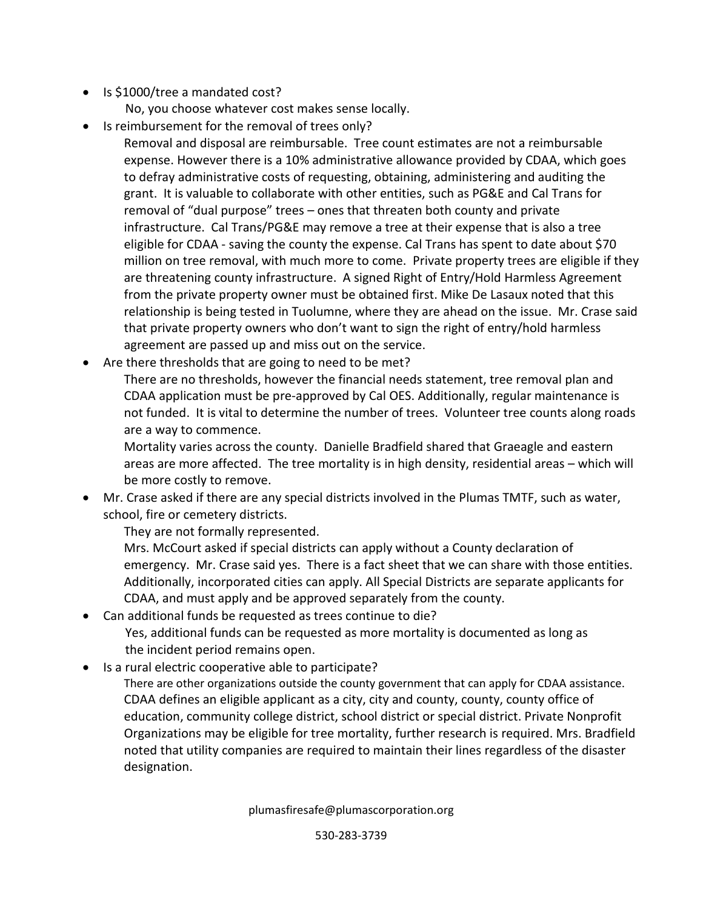- Is $1000/tree a mandated cost?

  No, you choose whatever cost makes sense locally.

- Is reimbursement for the removal of trees only?

  Removal and disposal are reimbursable. Tree count estimates are not a reimbursable expense. However there is a 10% administrative allowance provided by CDAA, which goes to defray administrative costs of requesting, obtaining, administering and auditing the grant. It is valuable to collaborate with other entities, such as PG&E and Cal Trans for removal of "dual purpose" trees – ones that threaten both county and private infrastructure. Cal Trans/PG&E may remove a tree at their expense that is also a tree eligible for CDAA - saving the county the expense. Cal Trans has spent to date about $70 million on tree removal, with much more to come. Private property trees are eligible if they are threatening county infrastructure. A signed Right of Entry/Hold Harmless Agreement from the private property owner must be obtained first. Mike De Lasaux noted that this relationship is being tested in Tuolumne, where they are ahead on the issue. Mr. Crase said that private property owners who don't want to sign the right of entry/hold harmless agreement are passed up and miss out on the service.

- Are there thresholds that are going to need to be met?

  There are no thresholds, however the financial needs statement, tree removal plan and CDAA application must be pre-approved by Cal OES. Additionally, regular maintenance is not funded. It is vital to determine the number of trees. Volunteer tree counts along roads are a way to commence.

  Mortality varies across the county. Danielle Bradfield shared that Graeagle and eastern areas are more affected. The tree mortality is in high density, residential areas – which will be more costly to remove.

- Mr. Crase asked if there are any special districts involved in the Plumas TMTF, such as water, school, fire or cemetery districts.

  They are not formally represented.

  Mrs. McCourt asked if special districts can apply without a County declaration of emergency. Mr. Crase said yes. There is a fact sheet that we can share with those entities. Additionally, incorporated cities can apply. All Special Districts are separate applicants for CDAA, and must apply and be approved separately from the county.

- Can additional funds be requested as trees continue to die?

  Yes, additional funds can be requested as more mortality is documented as long as the incident period remains open.

- Is a rural electric cooperative able to participate?

  There are other organizations outside the county government that can apply for CDAA assistance. CDAA defines an eligible applicant as a city, city and county, county, county office of education, community college district, school district or special district. Private Nonprofit Organizations may be eligible for tree mortality, further research is required. Mrs. Bradfield noted that utility companies are required to maintain their lines regardless of the disaster designation.

plumasfiresafe@plumascorporation.org

530-283-3739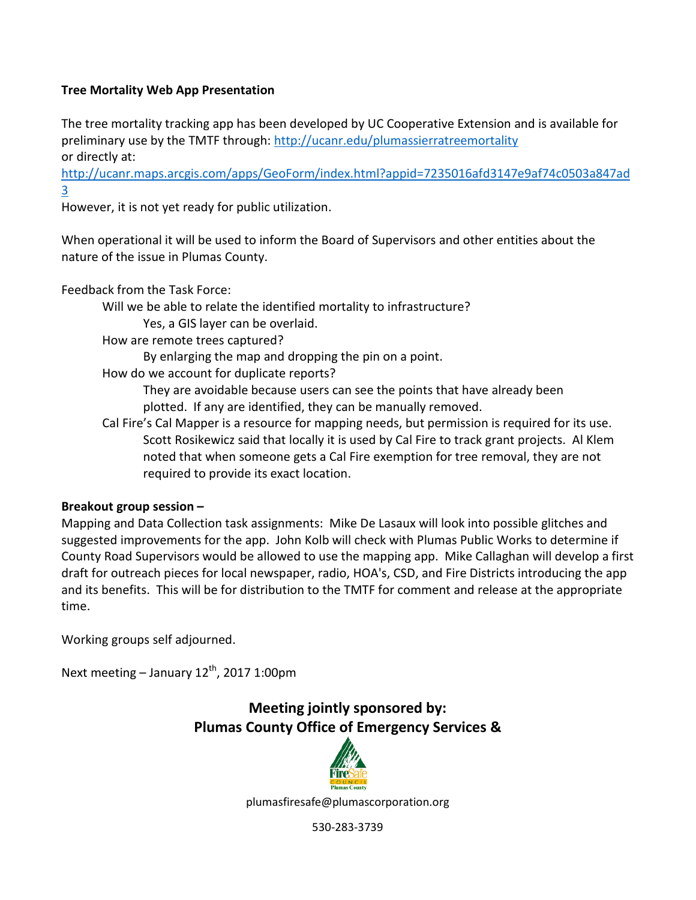**Tree Mortality Web App Presentation**

The tree mortality tracking app has been developed by UC Cooperative Extension and is available for preliminary use by the TMTF through: http://ucanr.edu/plumassierratreemortality
or directly at:
http://ucanr.maps.arcgis.com/apps/GeoForm/index.html?appid=7235016afd3147e9af74c0503a847ad3
However, it is not yet ready for public utilization.

When operational it will be used to inform the Board of Supervisors and other entities about the nature of the issue in Plumas County.

Feedback from the Task Force:

- Will we be able to relate the identified mortality to infrastructure?
  - Yes, a GIS layer can be overlaid.
- How are remote trees captured?
  - By enlarging the map and dropping the pin on a point.
- How do we account for duplicate reports?
  - They are avoidable because users can see the points that have already been plotted. If any are identified, they can be manually removed.
- Cal Fire's Cal Mapper is a resource for mapping needs, but permission is required for its use.
  - Scott Rosikewicz said that locally it is used by Cal Fire to track grant projects. Al Klem noted that when someone gets a Cal Fire exemption for tree removal, they are not required to provide its exact location.

**Breakout group session –**
Mapping and Data Collection task assignments: Mike De Lasaux will look into possible glitches and suggested improvements for the app. John Kolb will check with Plumas Public Works to determine if County Road Supervisors would be allowed to use the mapping app. Mike Callaghan will develop a first draft for outreach pieces for local newspaper, radio, HOA's, CSD, and Fire Districts introducing the app and its benefits. This will be for distribution to the TMTF for comment and release at the appropriate time.

Working groups self adjourned.

Next meeting – January 12th, 2017 1:00pm

**Meeting jointly sponsored by:**
**Plumas County Office of Emergency Services &**

FireSafe COUNCIL Plumas County

plumasfiresafe@plumascorporation.org

530-283-3739